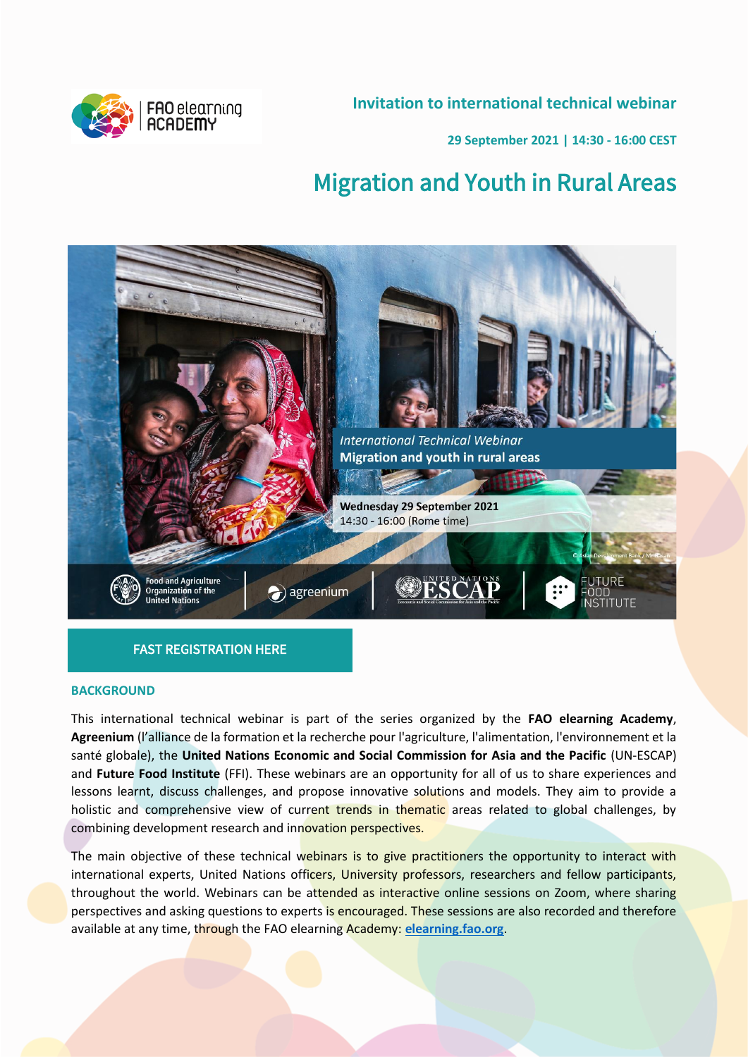FAO elearning ACADEMY

**Invitation to international technical webinar**

**29 September 2021 | 14:30 - 16:00 CEST**

# Migration and Youth in Rural Areas

*International Technical Webinar*
**Migration and youth in rural areas**

**Wednesday 29 September 2021**
14:30 - 16:00 (Rome time)

© Asian Development Bank / M R Hasan

Food and Agriculture Organization of the United Nations | agreenium | UNITED NATIONS ESCAP Economic and Social Commission for Asia and the Pacific | FUTURE FOOD INSTITUTE

FAST REGISTRATION HERE

## BACKGROUND

This international technical webinar is part of the series organized by the **FAO elearning Academy**, **Agreenium** (l'alliance de la formation et la recherche pour l'agriculture, l'alimentation, l'environnement et la santé globale), the **United Nations Economic and Social Commission for Asia and the Pacific** (UN-ESCAP) and **Future Food Institute** (FFI). These webinars are an opportunity for all of us to share experiences and lessons learnt, discuss challenges, and propose innovative solutions and models. They aim to provide a holistic and comprehensive view of current trends in thematic areas related to global challenges, by combining development research and innovation perspectives.

The main objective of these technical webinars is to give practitioners the opportunity to interact with international experts, United Nations officers, University professors, researchers and fellow participants, throughout the world. Webinars can be attended as interactive online sessions on Zoom, where sharing perspectives and asking questions to experts is encouraged. These sessions are also recorded and therefore available at any time, through the FAO elearning Academy: [elearning.fao.org](elearning.fao.org).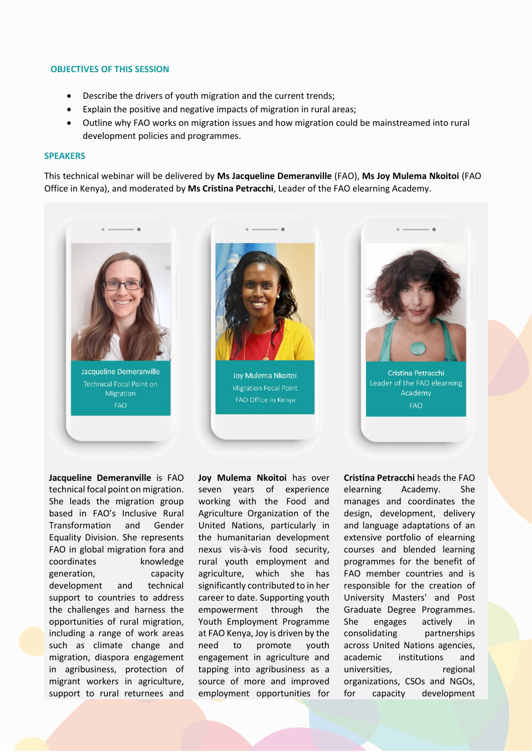## OBJECTIVES OF THIS SESSION

- Describe the drivers of youth migration and the current trends;
- Explain the positive and negative impacts of migration in rural areas;
- Outline why FAO works on migration issues and how migration could be mainstreamed into rural development policies and programmes.

## SPEAKERS

This technical webinar will be delivered by **Ms Jacqueline Demeranville** (FAO), **Ms Joy Mulema Nkoitoi** (FAO Office in Kenya), and moderated by **Ms Cristina Petracchi**, Leader of the FAO elearning Academy.

Jacqueline Demeranville
Technical Focal Point on Migration
FAO

Joy Mulema Nkoitoi
Migration Focal Point
FAO Office in Kenya

Cristina Petracchi
Leader of the FAO elearning Academy
FAO

**Jacqueline Demeranville** is FAO technical focal point on migration. She leads the migration group based in FAO's Inclusive Rural Transformation and Gender Equality Division. She represents FAO in global migration fora and coordinates knowledge generation, capacity development and technical support to countries to address the challenges and harness the opportunities of rural migration, including a range of work areas such as climate change and migration, diaspora engagement in agribusiness, protection of migrant workers in agriculture, support to rural returnees and

**Joy Mulema Nkoitoi** has over seven years of experience working with the Food and Agriculture Organization of the United Nations, particularly in the humanitarian development nexus vis-à-vis food security, rural youth employment and agriculture, which she has significantly contributed to in her career to date. Supporting youth empowerment through the Youth Employment Programme at FAO Kenya, Joy is driven by the need to promote youth engagement in agriculture and tapping into agribusiness as a source of more and improved employment opportunities for

**Cristina Petracchi** heads the FAO elearning Academy. She manages and coordinates the design, development, delivery and language adaptations of an extensive portfolio of elearning courses and blended learning programmes for the benefit of FAO member countries and is responsible for the creation of University Masters' and Post Graduate Degree Programmes. She engages actively in consolidating partnerships across United Nations agencies, academic institutions and universities, regional organizations, CSOs and NGOs, for capacity development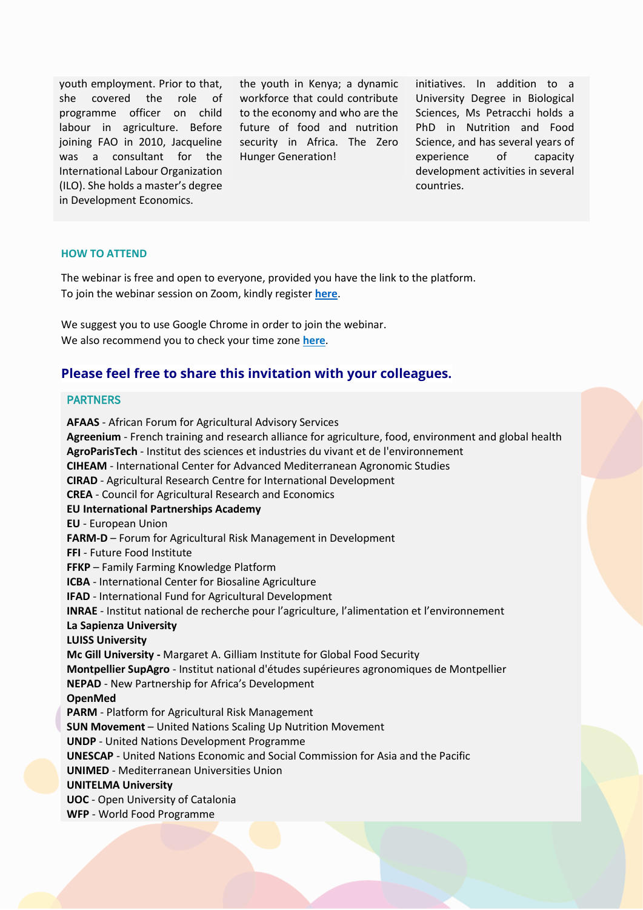youth employment. Prior to that, she covered the role of programme officer on child labour in agriculture. Before joining FAO in 2010, Jacqueline was a consultant for the International Labour Organization (ILO). She holds a master's degree in Development Economics.

the youth in Kenya; a dynamic workforce that could contribute to the economy and who are the future of food and nutrition security in Africa. The Zero Hunger Generation!

initiatives. In addition to a University Degree in Biological Sciences, Ms Petracchi holds a PhD in Nutrition and Food Science, and has several years of experience of capacity development activities in several countries.

## HOW TO ATTEND

The webinar is free and open to everyone, provided you have the link to the platform.
To join the webinar session on Zoom, kindly register **here**.

We suggest you to use Google Chrome in order to join the webinar.
We also recommend you to check your time zone **here**.

## Please feel free to share this invitation with your colleagues.

## PARTNERS

**AFAAS** - African Forum for Agricultural Advisory Services
**Agreenium** - French training and research alliance for agriculture, food, environment and global health
**AgroParisTech** - Institut des sciences et industries du vivant et de l'environnement
**CIHEAM** - International Center for Advanced Mediterranean Agronomic Studies
**CIRAD** - Agricultural Research Centre for International Development
**CREA** - Council for Agricultural Research and Economics
**EU International Partnerships Academy**
**EU** - European Union
**FARM-D** – Forum for Agricultural Risk Management in Development
**FFI** - Future Food Institute
**FFKP** – Family Farming Knowledge Platform
**ICBA** - International Center for Biosaline Agriculture
**IFAD** - International Fund for Agricultural Development
**INRAE** - Institut national de recherche pour l'agriculture, l'alimentation et l'environnement
**La Sapienza University**
**LUISS University**
**Mc Gill University -** Margaret A. Gilliam Institute for Global Food Security
**Montpellier SupAgro** - Institut national d'études supérieures agronomiques de Montpellier
**NEPAD** - New Partnership for Africa's Development
**OpenMed**
**PARM** - Platform for Agricultural Risk Management
**SUN Movement** – United Nations Scaling Up Nutrition Movement
**UNDP** - United Nations Development Programme
**UNESCAP** - United Nations Economic and Social Commission for Asia and the Pacific
**UNIMED** - Mediterranean Universities Union
**UNITELMA University**
**UOC** - Open University of Catalonia
**WFP** - World Food Programme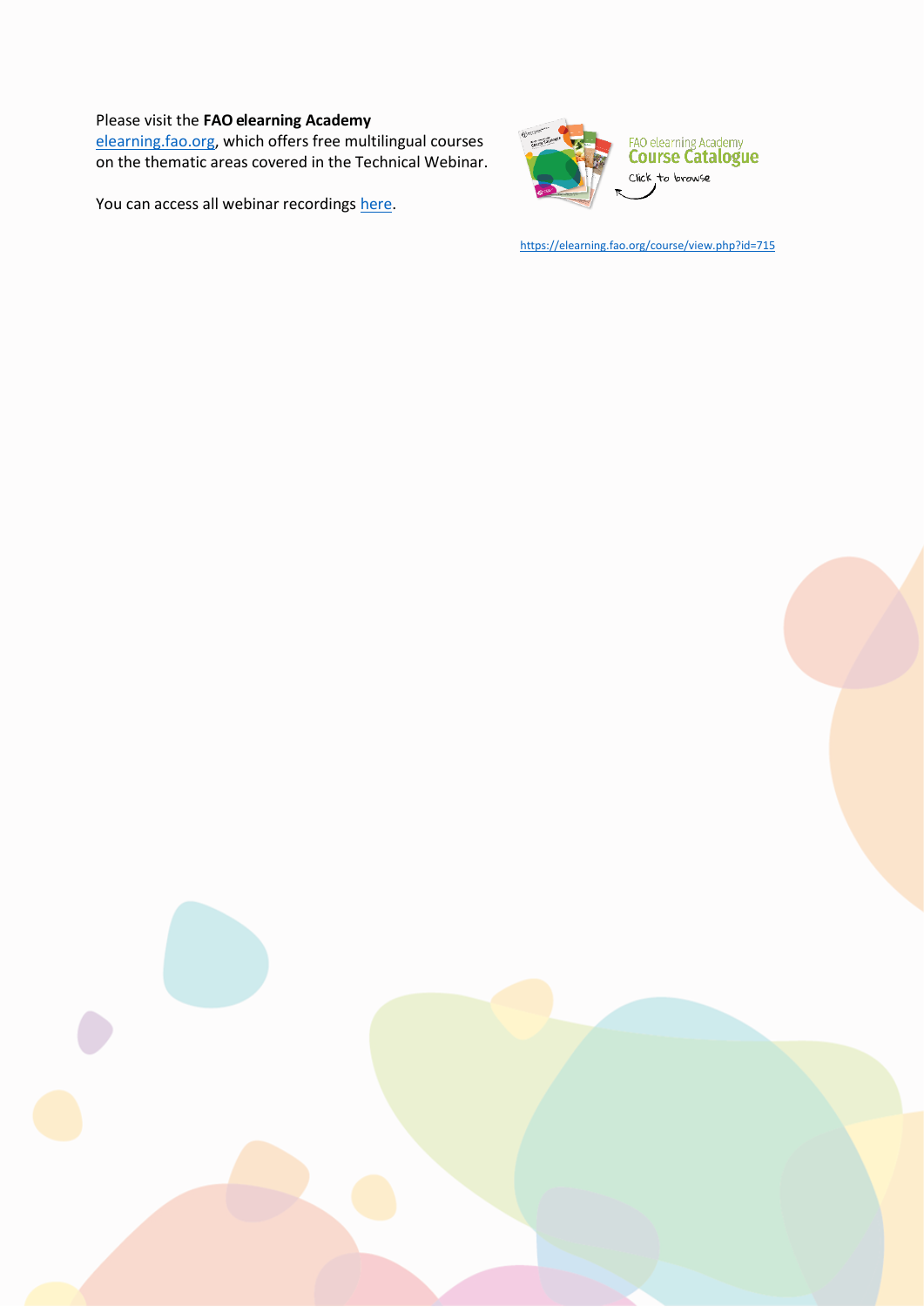Please visit the **FAO elearning Academy** elearning.fao.org, which offers free multilingual courses on the thematic areas covered in the Technical Webinar.

You can access all webinar recordings here.

FAO elearning Academy
Course Catalogue
Click to browse

https://elearning.fao.org/course/view.php?id=715